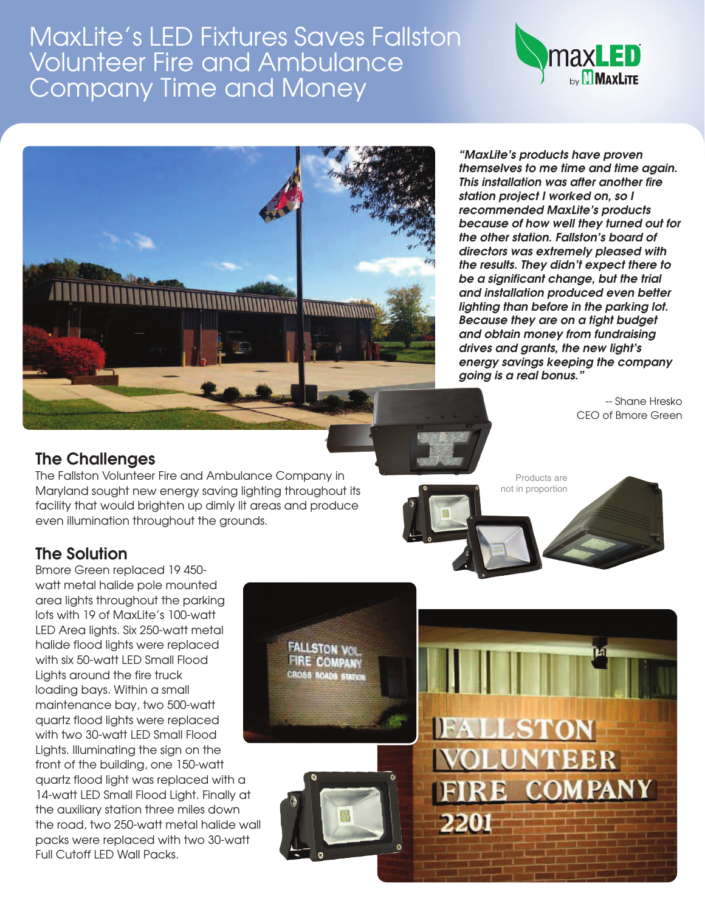# MaxLite's LED Fixtures Saves Fallston Volunteer Fire and Ambulance Company Time and Money

*"MaxLite's products have proven themselves to me time and time again. This installation was after another fire station project I worked on, so I recommended MaxLite's products because of how well they turned out for the other station. Fallston's board of directors was extremely pleased with the results. They didn't expect there to be a significant change, but the trial and installation produced even better lighting than before in the parking lot. Because they are on a tight budget and obtain money from fundraising drives and grants, the new light's energy savings keeping the company going is a real bonus."*

-- Shane Hresko
CEO of Bmore Green

## The Challenges

The Fallston Volunteer Fire and Ambulance Company in Maryland sought new energy saving lighting throughout its facility that would brighten up dimly lit areas and produce even illumination throughout the grounds.

Products are not in proportion

## The Solution

Bmore Green replaced 19 450-watt metal halide pole mounted area lights throughout the parking lots with 19 of MaxLite's 100-watt LED Area lights. Six 250-watt metal halide flood lights were replaced with six 50-watt LED Small Flood Lights around the fire truck loading bays. Within a small maintenance bay, two 500-watt quartz flood lights were replaced with two 30-watt LED Small Flood Lights. Illuminating the sign on the front of the building, one 150-watt quartz flood light was replaced with a 14-watt LED Small Flood Light. Finally at the auxiliary station three miles down the road, two 250-watt metal halide wall packs were replaced with two 30-watt Full Cutoff LED Wall Packs.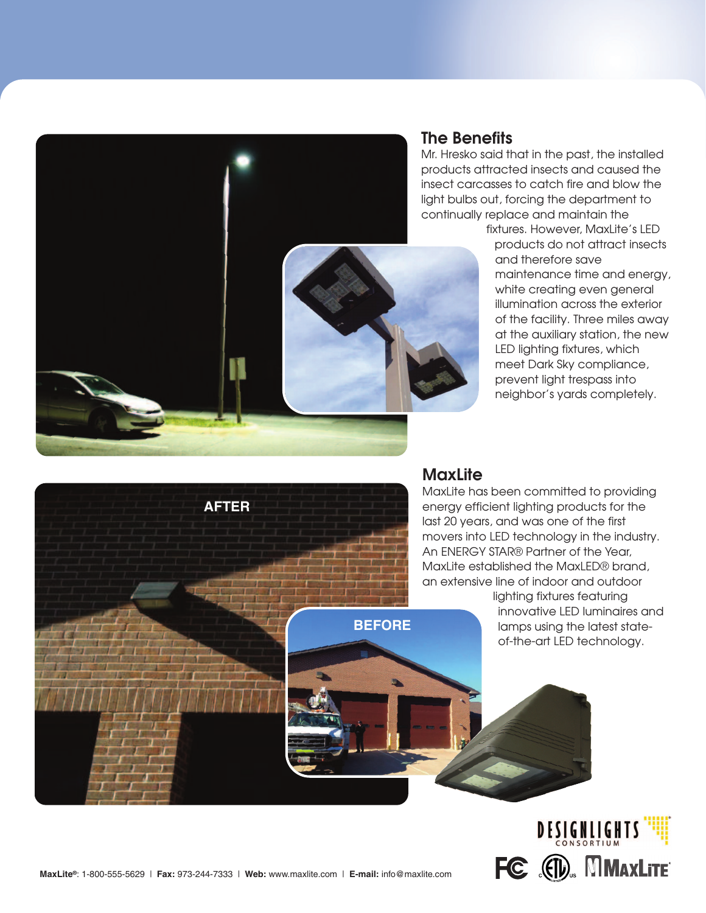## The Benefits

Mr. Hresko said that in the past, the installed products attracted insects and caused the insect carcasses to catch fire and blow the light bulbs out, forcing the department to continually replace and maintain the fixtures. However, MaxLite's LED products do not attract insects and therefore save maintenance time and energy, while creating even general illumination across the exterior of the facility. Three miles away at the auxiliary station, the new LED lighting fixtures, which meet Dark Sky compliance, prevent light trespass into neighbor's yards completely.

AFTER

BEFORE

## MaxLite

MaxLite has been committed to providing energy efficient lighting products for the last 20 years, and was one of the first movers into LED technology in the industry. An ENERGY STAR® Partner of the Year, MaxLite established the MaxLED® brand, an extensive line of indoor and outdoor lighting fixtures featuring innovative LED luminaires and lamps using the latest state-of-the-art LED technology.

DESIGNLIGHTS CONSORTIUM

**MaxLite®**: 1-800-555-5629 | **Fax:** 973-244-7333 | **Web:** www.maxlite.com | **E-mail:** info@maxlite.com